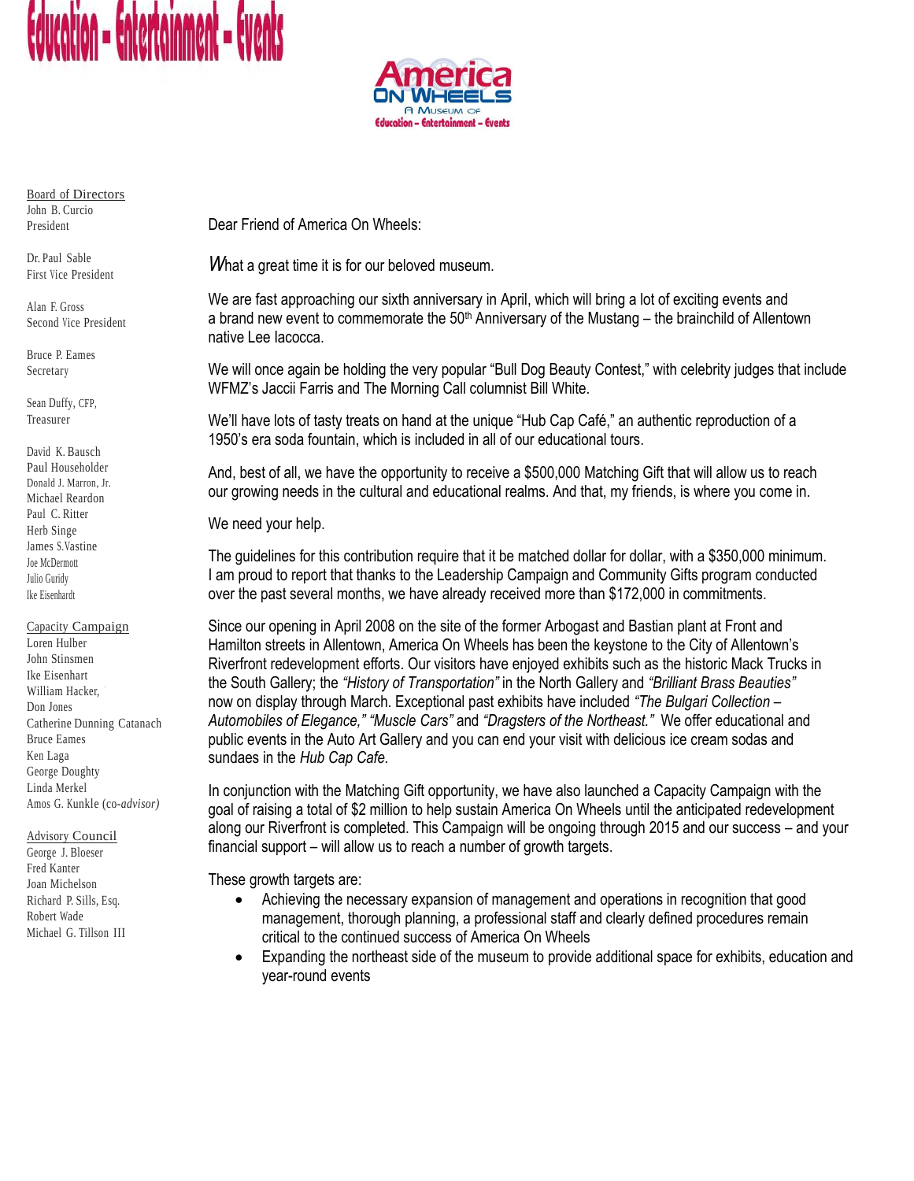# Education – Entertainment – Events

America ON WHEELS
A Museum of
Education – Entertainment – Events

**Board of Directors**
John B. Curcio
President

Dr. Paul Sable
First Vice President

Alan F. Gross
Second Vice President

Bruce P. Eames
Secretary

Sean Duffy, CFP,
Treasurer

David K. Bausch
Paul Householder
Donald J. Marron, Jr.
Michael Reardon
Paul C. Ritter
Herb Singe
James S.Vastine
Joe McDermott
Julio Guridy
Ike Eisenhardt

**Capacity Campaign**
Loren Hulber
John Stinsmen
Ike Eisenhart
William Hacker,
Don Jones
Catherine Dunning Catanach
Bruce Eames
Ken Laga
George Doughty
Linda Merkel
Amos G. Kunkle (co-*advisor)*

**Advisory Council**
George J. Bloeser
Fred Kanter
Joan Michelson
Richard P. Sills, Esq.
Robert Wade
Michael G. Tillson III

Dear Friend of America On Wheels:

*W*hat a great time it is for our beloved museum.

We are fast approaching our sixth anniversary in April, which will bring a lot of exciting events and a brand new event to commemorate the 50th Anniversary of the Mustang – the brainchild of Allentown native Lee Iacocca.

We will once again be holding the very popular "Bull Dog Beauty Contest," with celebrity judges that include WFMZ's Jaccii Farris and The Morning Call columnist Bill White.

We'll have lots of tasty treats on hand at the unique "Hub Cap Café," an authentic reproduction of a 1950's era soda fountain, which is included in all of our educational tours.

And, best of all, we have the opportunity to receive a $500,000 Matching Gift that will allow us to reach our growing needs in the cultural and educational realms. And that, my friends, is where you come in.

We need your help.

The guidelines for this contribution require that it be matched dollar for dollar, with a $350,000 minimum. I am proud to report that thanks to the Leadership Campaign and Community Gifts program conducted over the past several months, we have already received more than $172,000 in commitments.

Since our opening in April 2008 on the site of the former Arbogast and Bastian plant at Front and Hamilton streets in Allentown, America On Wheels has been the keystone to the City of Allentown's Riverfront redevelopment efforts. Our visitors have enjoyed exhibits such as the historic Mack Trucks in the South Gallery; the *"History of Transportation"* in the North Gallery and *"Brilliant Brass Beauties"* now on display through March. Exceptional past exhibits have included *"The Bulgari Collection – Automobiles of Elegance," "Muscle Cars"* and *"Dragsters of the Northeast."* We offer educational and public events in the Auto Art Gallery and you can end your visit with delicious ice cream sodas and sundaes in the *Hub Cap Cafe.*

In conjunction with the Matching Gift opportunity, we have also launched a Capacity Campaign with the goal of raising a total of $2 million to help sustain America On Wheels until the anticipated redevelopment along our Riverfront is completed. This Campaign will be ongoing through 2015 and our success – and your financial support – will allow us to reach a number of growth targets.

These growth targets are:

- Achieving the necessary expansion of management and operations in recognition that good management, thorough planning, a professional staff and clearly defined procedures remain critical to the continued success of America On Wheels
- Expanding the northeast side of the museum to provide additional space for exhibits, education and year-round events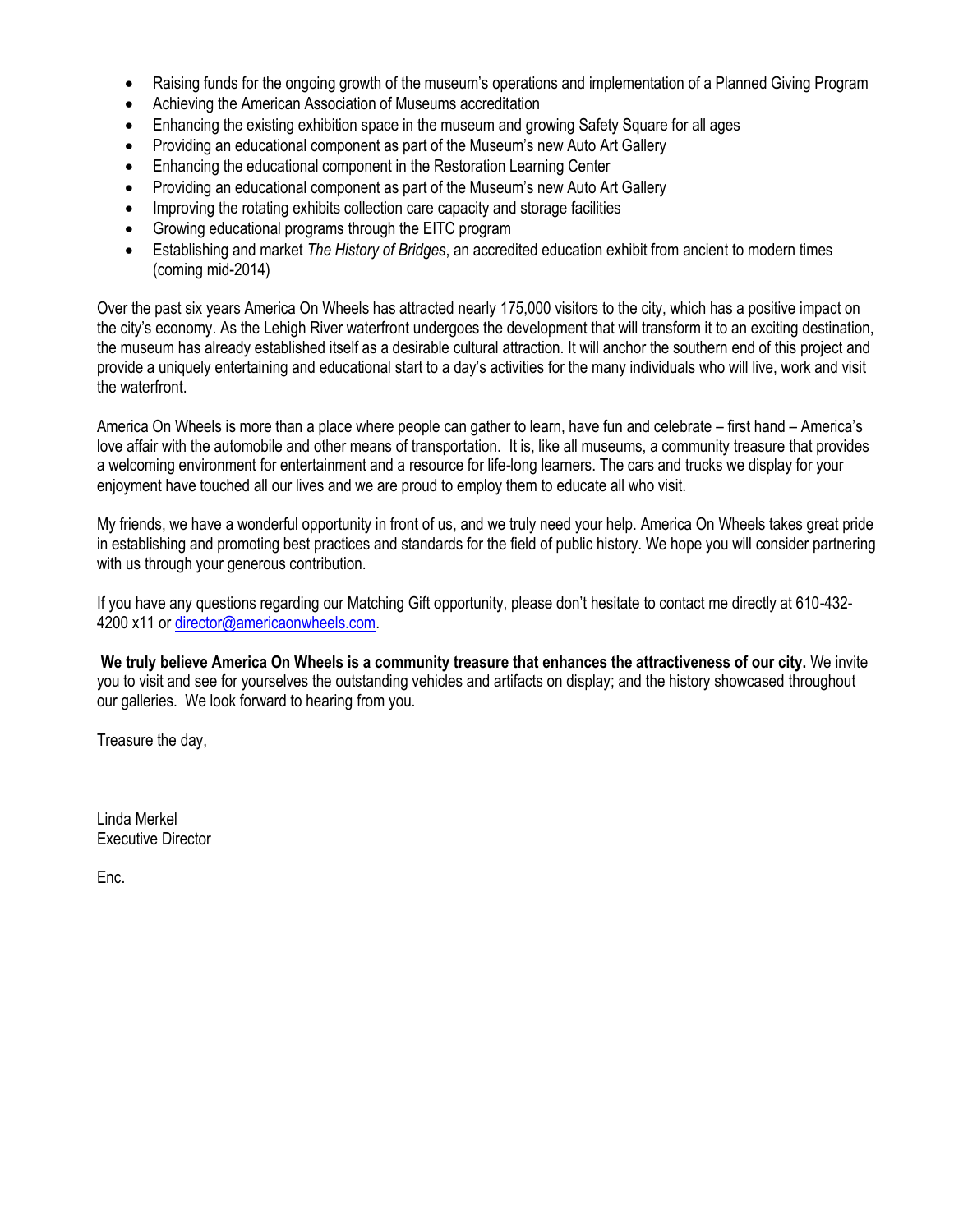- Raising funds for the ongoing growth of the museum's operations and implementation of a Planned Giving Program
- Achieving the American Association of Museums accreditation
- Enhancing the existing exhibition space in the museum and growing Safety Square for all ages
- Providing an educational component as part of the Museum's new Auto Art Gallery
- Enhancing the educational component in the Restoration Learning Center
- Providing an educational component as part of the Museum's new Auto Art Gallery
- Improving the rotating exhibits collection care capacity and storage facilities
- Growing educational programs through the EITC program
- Establishing and market *The History of Bridges*, an accredited education exhibit from ancient to modern times (coming mid-2014)

Over the past six years America On Wheels has attracted nearly 175,000 visitors to the city, which has a positive impact on the city's economy. As the Lehigh River waterfront undergoes the development that will transform it to an exciting destination, the museum has already established itself as a desirable cultural attraction. It will anchor the southern end of this project and provide a uniquely entertaining and educational start to a day's activities for the many individuals who will live, work and visit the waterfront.

America On Wheels is more than a place where people can gather to learn, have fun and celebrate – first hand – America's love affair with the automobile and other means of transportation. It is, like all museums, a community treasure that provides a welcoming environment for entertainment and a resource for life-long learners. The cars and trucks we display for your enjoyment have touched all our lives and we are proud to employ them to educate all who visit.

My friends, we have a wonderful opportunity in front of us, and we truly need your help. America On Wheels takes great pride in establishing and promoting best practices and standards for the field of public history. We hope you will consider partnering with us through your generous contribution.

If you have any questions regarding our Matching Gift opportunity, please don't hesitate to contact me directly at 610-432-4200 x11 or director@americaonwheels.com.

**We truly believe America On Wheels is a community treasure that enhances the attractiveness of our city.** We invite you to visit and see for yourselves the outstanding vehicles and artifacts on display; and the history showcased throughout our galleries. We look forward to hearing from you.

Treasure the day,

Linda Merkel
Executive Director

Enc.